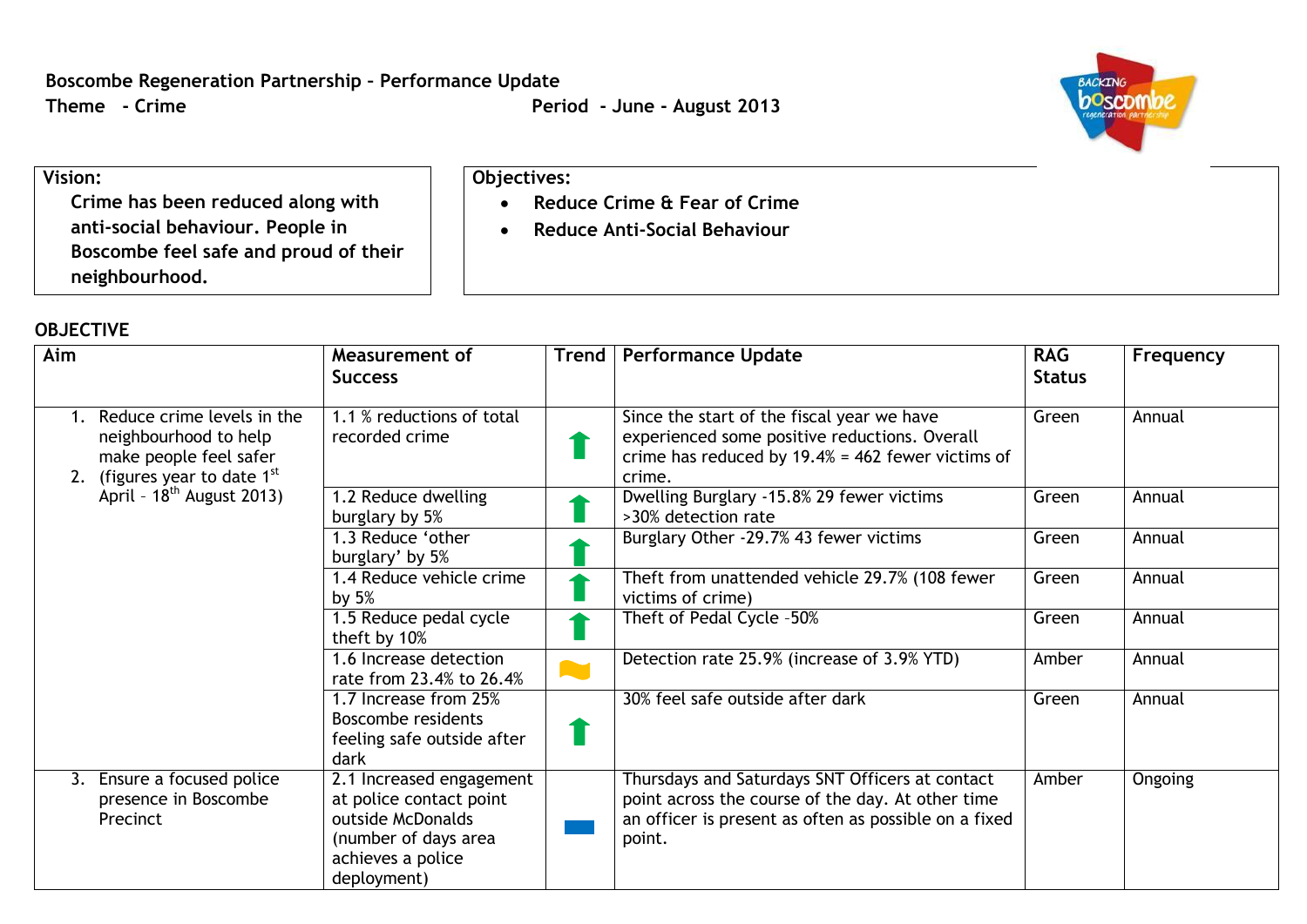**Boscombe Regeneration Partnership – Performance Update**

**Theme - Crime** **Period - June - August 2013**

| **Vision:** | **Objectives:** |
|---|---|
| **Crime has been reduced along with anti-social behaviour. People in Boscombe feel safe and proud of their neighbourhood.** | • **Reduce Crime & Fear of Crime**<br>• **Reduce Anti-Social Behaviour** |

**OBJECTIVE**

| Aim | Measurement of Success | Trend | Performance Update | RAG Status | Frequency |
|---|---|---|---|---|---|
| 1. Reduce crime levels in the neighbourhood to help make people feel safer<br>2. (figures year to date 1st April – 18th August 2013) | 1.1 % reductions of total recorded crime | ⬆ | Since the start of the fiscal year we have experienced some positive reductions. Overall crime has reduced by 19.4% = 462 fewer victims of crime. | Green | Annual |
| | 1.2 Reduce dwelling burglary by 5% | ⬆ | Dwelling Burglary -15.8% 29 fewer victims >30% detection rate | Green | Annual |
| | 1.3 Reduce 'other burglary' by 5% | ⬆ | Burglary Other -29.7% 43 fewer victims | Green | Annual |
| | 1.4 Reduce vehicle crime by 5% | ⬆ | Theft from unattended vehicle 29.7% (108 fewer victims of crime) | Green | Annual |
| | 1.5 Reduce pedal cycle theft by 10% | ⬆ | Theft of Pedal Cycle -50% | Green | Annual |
| | 1.6 Increase detection rate from 23.4% to 26.4% | ~ | Detection rate 25.9% (increase of 3.9% YTD) | Amber | Annual |
| | 1.7 Increase from 25% Boscombe residents feeling safe outside after dark | ⬆ | 30% feel safe outside after dark | Green | Annual |
| 3. Ensure a focused police presence in Boscombe Precinct | 2.1 Increased engagement at police contact point outside McDonalds (number of days area achieves a police deployment) | ▬ | Thursdays and Saturdays SNT Officers at contact point across the course of the day. At other time an officer is present as often as possible on a fixed point. | Amber | Ongoing |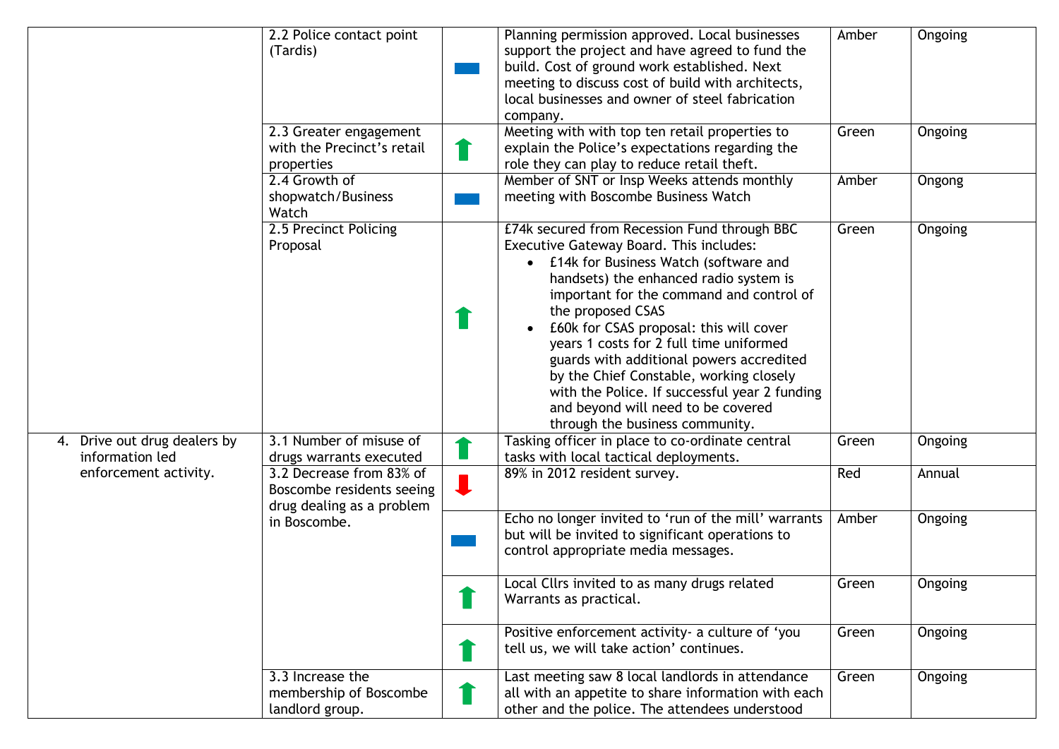| | | | | | |
|---|---|---|---|---|---|
| | 2.2 Police contact point (Tardis) | ▬ | Planning permission approved. Local businesses support the project and have agreed to fund the build. Cost of ground work established. Next meeting to discuss cost of build with architects, local businesses and owner of steel fabrication company. | Amber | Ongoing |
| | 2.3 Greater engagement with the Precinct's retail properties | ⬆ | Meeting with with top ten retail properties to explain the Police's expectations regarding the role they can play to reduce retail theft. | Green | Ongoing |
| | 2.4 Growth of shopwatch/Business Watch | ▬ | Member of SNT or Insp Weeks attends monthly meeting with Boscombe Business Watch | Amber | Ongong |
| | 2.5 Precinct Policing Proposal | ⬆ | £74k secured from Recession Fund through BBC Executive Gateway Board. This includes:<br>• £14k for Business Watch (software and handsets) the enhanced radio system is important for the command and control of the proposed CSAS<br>• £60k for CSAS proposal: this will cover years 1 costs for 2 full time uniformed guards with additional powers accredited by the Chief Constable, working closely with the Police. If successful year 2 funding and beyond will need to be covered through the business community. | Green | Ongoing |
| 4. Drive out drug dealers by information led enforcement activity. | 3.1 Number of misuse of drugs warrants executed | ⬆ | Tasking officer in place to co-ordinate central tasks with local tactical deployments. | Green | Ongoing |
| | 3.2 Decrease from 83% of Boscombe residents seeing drug dealing as a problem in Boscombe. | ⬇ | 89% in 2012 resident survey. | Red | Annual |
| | | ▬ | Echo no longer invited to 'run of the mill' warrants but will be invited to significant operations to control appropriate media messages. | Amber | Ongoing |
| | | ⬆ | Local Cllrs invited to as many drugs related Warrants as practical. | Green | Ongoing |
| | | ⬆ | Positive enforcement activity- a culture of 'you tell us, we will take action' continues. | Green | Ongoing |
| | 3.3 Increase the membership of Boscombe landlord group. | ⬆ | Last meeting saw 8 local landlords in attendance all with an appetite to share information with each other and the police. The attendees understood | Green | Ongoing |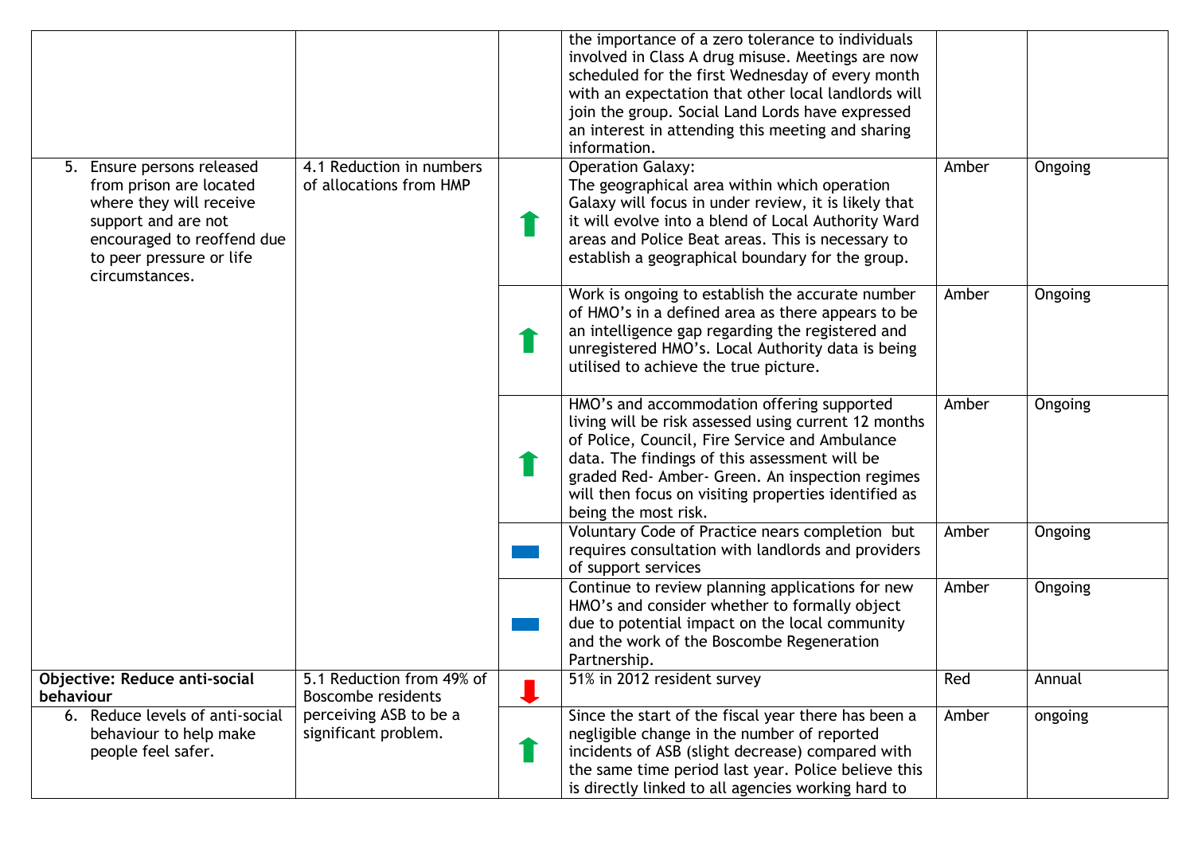| | | | | | |
|---|---|---|---|---|---|
| | | | the importance of a zero tolerance to individuals involved in Class A drug misuse. Meetings are now scheduled for the first Wednesday of every month with an expectation that other local landlords will join the group. Social Land Lords have expressed an interest in attending this meeting and sharing information. | | |
| 5. Ensure persons released from prison are located where they will receive support and are not encouraged to reoffend due to peer pressure or life circumstances. | 4.1 Reduction in numbers of allocations from HMP | ⬆ | Operation Galaxy:<br>The geographical area within which operation Galaxy will focus in under review, it is likely that it will evolve into a blend of Local Authority Ward areas and Police Beat areas. This is necessary to establish a geographical boundary for the group. | Amber | Ongoing |
| | | ⬆ | Work is ongoing to establish the accurate number of HMO's in a defined area as there appears to be an intelligence gap regarding the registered and unregistered HMO's. Local Authority data is being utilised to achieve the true picture. | Amber | Ongoing |
| | | ⬆ | HMO's and accommodation offering supported living will be risk assessed using current 12 months of Police, Council, Fire Service and Ambulance data. The findings of this assessment will be graded Red- Amber- Green. An inspection regimes will then focus on visiting properties identified as being the most risk. | Amber | Ongoing |
| | | ▬ | Voluntary Code of Practice nears completion but requires consultation with landlords and providers of support services | Amber | Ongoing |
| | | ▬ | Continue to review planning applications for new HMO's and consider whether to formally object due to potential impact on the local community and the work of the Boscombe Regeneration Partnership. | Amber | Ongoing |
| **Objective: Reduce anti-social behaviour** | 5.1 Reduction from 49% of Boscombe residents perceiving ASB to be a significant problem. | ⬇ | 51% in 2012 resident survey | Red | Annual |
| 6. Reduce levels of anti-social behaviour to help make people feel safer. | | ⬆ | Since the start of the fiscal year there has been a negligible change in the number of reported incidents of ASB (slight decrease) compared with the same time period last year. Police believe this is directly linked to all agencies working hard to | Amber | ongoing |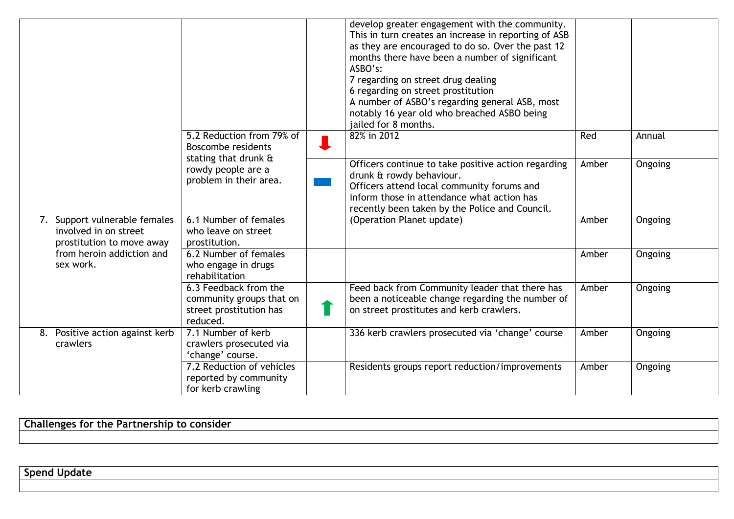| | | | | | |
|---|---|---|---|---|---|
| | | | develop greater engagement with the community. This in turn creates an increase in reporting of ASB as they are encouraged to do so. Over the past 12 months there have been a number of significant ASBO's:<br>7 regarding on street drug dealing<br>6 regarding on street prostitution<br>A number of ASBO's regarding general ASB, most notably 16 year old who breached ASBO being jailed for 8 months. | | |
| | 5.2 Reduction from 79% of Boscombe residents stating that drunk & rowdy people are a problem in their area. | ⬇ | 82% in 2012 | Red | Annual |
| | | ▬ | Officers continue to take positive action regarding drunk & rowdy behaviour.<br>Officers attend local community forums and inform those in attendance what action has recently been taken by the Police and Council. | Amber | Ongoing |
| 7. Support vulnerable females involved in on street prostitution to move away from heroin addiction and sex work. | 6.1 Number of females who leave on street prostitution. | | (Operation Planet update) | Amber | Ongoing |
| | 6.2 Number of females who engage in drugs rehabilitation | | | Amber | Ongoing |
| | 6.3 Feedback from the community groups that on street prostitution has reduced. | ⬆ | Feed back from Community leader that there has been a noticeable change regarding the number of on street prostitutes and kerb crawlers. | Amber | Ongoing |
| 8. Positive action against kerb crawlers | 7.1 Number of kerb crawlers prosecuted via 'change' course. | | 336 kerb crawlers prosecuted via 'change' course | Amber | Ongoing |
| | 7.2 Reduction of vehicles reported by community for kerb crawling | | Residents groups report reduction/improvements | Amber | Ongoing |

| **Challenges for the Partnership to consider** |
|---|
| |

| **Spend Update** |
|---|
| |